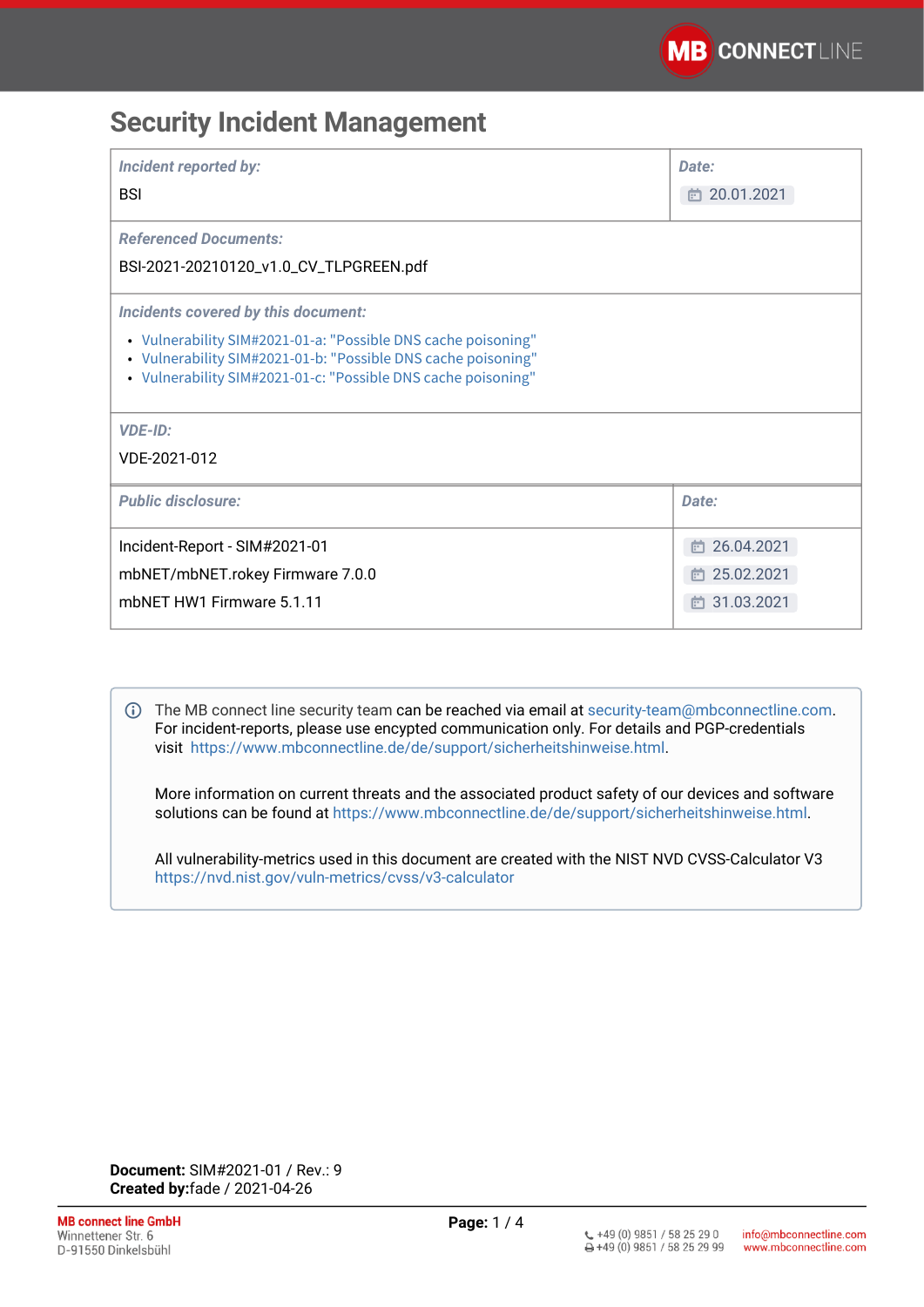# Security Incident Management

| *Incident reported by:* | *Date:* |
|---|---|
| BSI | 20.01.2021 |

*Referenced Documents:*

BSI-2021-20210120_v1.0_CV_TLPGREEN.pdf

*Incidents covered by this document:*

- Vulnerability SIM#2021-01-a: "Possible DNS cache poisoning"
- Vulnerability SIM#2021-01-b: "Possible DNS cache poisoning"
- Vulnerability SIM#2021-01-c: "Possible DNS cache poisoning"

*VDE-ID:*

VDE-2021-012

| *Public disclosure:* | *Date:* |
|---|---|
| Incident-Report - SIM#2021-01 | 26.04.2021 |
| mbNET/mbNET.rokey Firmware 7.0.0 | 25.02.2021 |
| mbNET HW1 Firmware 5.1.11 | 31.03.2021 |

The MB connect line security team can be reached via email at security-team@mbconnectline.com. For incident-reports, please use encypted communication only. For details and PGP-credentials visit https://www.mbconnectline.de/de/support/sicherheitshinweise.html.

More information on current threats and the associated product safety of our devices and software solutions can be found at https://www.mbconnectline.de/de/support/sicherheitshinweise.html.

All vulnerability-metrics used in this document are created with the NIST NVD CVSS-Calculator V3 https://nvd.nist.gov/vuln-metrics/cvss/v3-calculator

**Document:** SIM#2021-01 / Rev.: 9
**Created by:**fade / 2021-04-26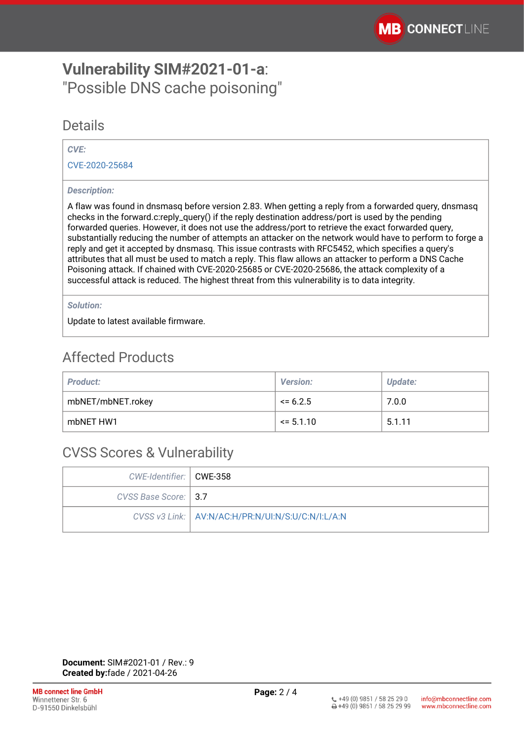# **Vulnerability SIM#2021-01-a**:
"Possible DNS cache poisoning"

## Details

| *CVE:* |
|---|
| CVE-2020-25684 |
| *Description:* |
| A flaw was found in dnsmasq before version 2.83. When getting a reply from a forwarded query, dnsmasq checks in the forward.c:reply_query() if the reply destination address/port is used by the pending forwarded queries. However, it does not use the address/port to retrieve the exact forwarded query, substantially reducing the number of attempts an attacker on the network would have to perform to forge a reply and get it accepted by dnsmasq. This issue contrasts with RFC5452, which specifies a query's attributes that all must be used to match a reply. This flaw allows an attacker to perform a DNS Cache Poisoning attack. If chained with CVE-2020-25685 or CVE-2020-25686, the attack complexity of a successful attack is reduced. The highest threat from this vulnerability is to data integrity. |
| *Solution:* |
| Update to latest available firmware. |

## Affected Products

| *Product:* | *Version:* | *Update:* |
|---|---|---|
| mbNET/mbNET.rokey | <= 6.2.5 | 7.0.0 |
| mbNET HW1 | <= 5.1.10 | 5.1.11 |

## CVSS Scores & Vulnerability

| | |
|---|---|
| *CWE-Identifier:* | CWE-358 |
| *CVSS Base Score:* | 3.7 |
| *CVSS v3 Link:* | AV:N/AC:H/PR:N/UI:N/S:U/C:N/I:L/A:N |

**Document:** SIM#2021-01 / Rev.: 9
**Created by:**fade / 2021-04-26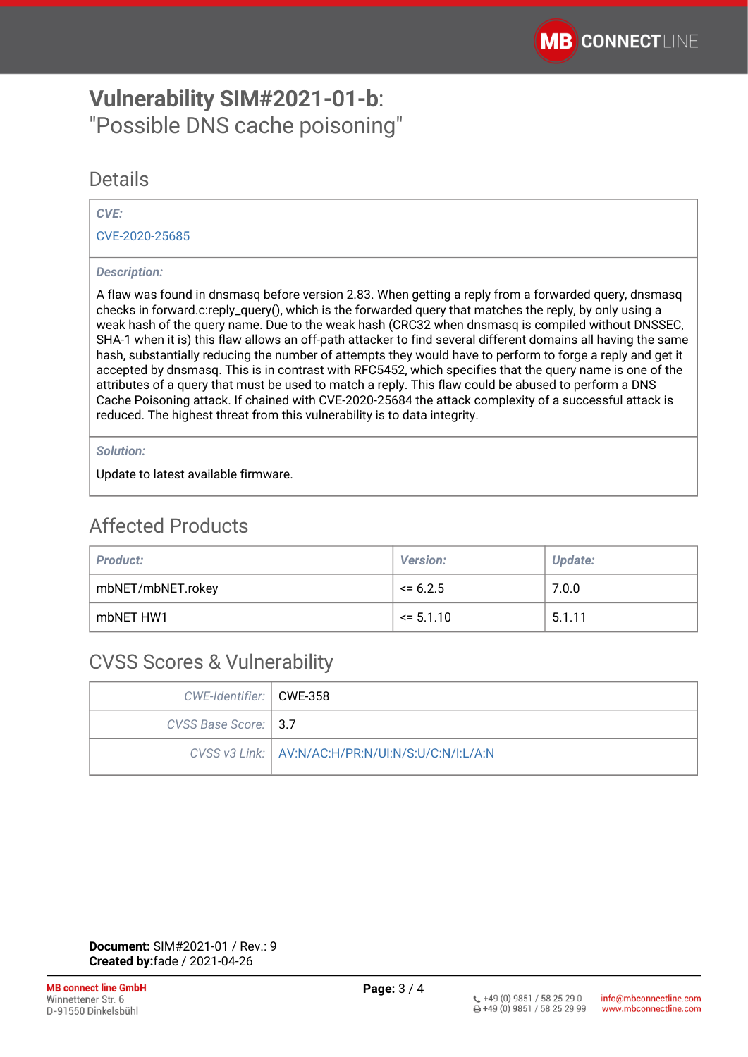# **Vulnerability SIM#2021-01-b**:
"Possible DNS cache poisoning"

## Details

| | |
|---|---|
| ***CVE:*** | |
| CVE-2020-25685 | |
| ***Description:*** | |
| A flaw was found in dnsmasq before version 2.83. When getting a reply from a forwarded query, dnsmasq checks in forward.c:reply_query(), which is the forwarded query that matches the reply, by only using a weak hash of the query name. Due to the weak hash (CRC32 when dnsmasq is compiled without DNSSEC, SHA-1 when it is) this flaw allows an off-path attacker to find several different domains all having the same hash, substantially reducing the number of attempts they would have to perform to forge a reply and get it accepted by dnsmasq. This is in contrast with RFC5452, which specifies that the query name is one of the attributes of a query that must be used to match a reply. This flaw could be abused to perform a DNS Cache Poisoning attack. If chained with CVE-2020-25684 the attack complexity of a successful attack is reduced. The highest threat from this vulnerability is to data integrity. | |
| ***Solution:*** | |
| Update to latest available firmware. | |

## Affected Products

| *Product:* | *Version:* | *Update:* |
|---|---|---|
| mbNET/mbNET.rokey | <= 6.2.5 | 7.0.0 |
| mbNET HW1 | <= 5.1.10 | 5.1.11 |

## CVSS Scores & Vulnerability

| | |
|---|---|
| *CWE-Identifier:* | CWE-358 |
| *CVSS Base Score:* | 3.7 |
| *CVSS v3 Link:* | AV:N/AC:H/PR:N/UI:N/S:U/C:N/I:L/A:N |

**Document:** SIM#2021-01 / Rev.: 9
**Created by:**fade / 2021-04-26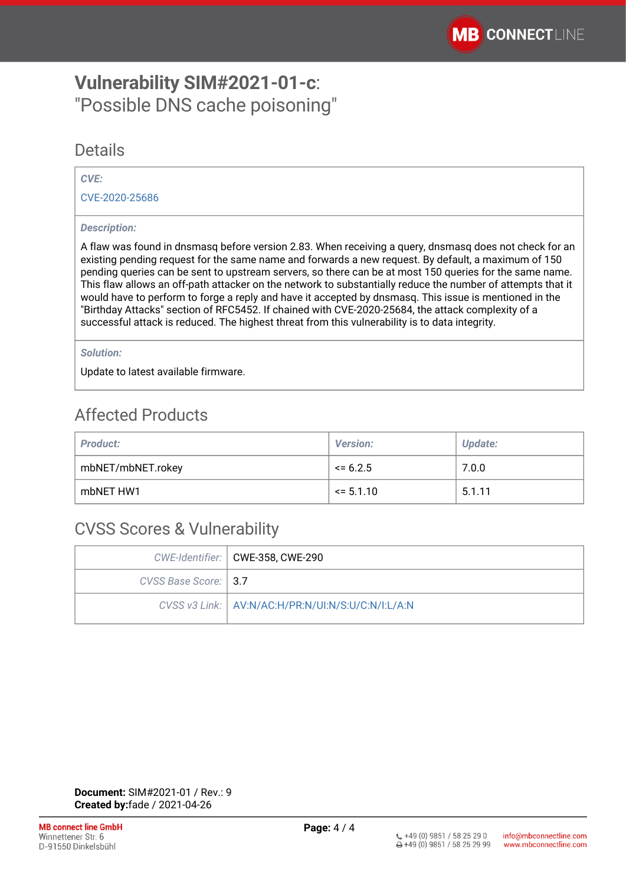# **Vulnerability SIM#2021-01-c**: "Possible DNS cache poisoning"

## Details

| |
|---|
| ***CVE:*** |
| CVE-2020-25686 |
| ***Description:*** |
| A flaw was found in dnsmasq before version 2.83. When receiving a query, dnsmasq does not check for an existing pending request for the same name and forwards a new request. By default, a maximum of 150 pending queries can be sent to upstream servers, so there can be at most 150 queries for the same name. This flaw allows an off-path attacker on the network to substantially reduce the number of attempts that it would have to perform to forge a reply and have it accepted by dnsmasq. This issue is mentioned in the "Birthday Attacks" section of RFC5452. If chained with CVE-2020-25684, the attack complexity of a successful attack is reduced. The highest threat from this vulnerability is to data integrity. |
| ***Solution:*** |
| Update to latest available firmware. |

## Affected Products

| *Product:* | *Version:* | *Update:* |
|---|---|---|
| mbNET/mbNET.rokey | <= 6.2.5 | 7.0.0 |
| mbNET HW1 | <= 5.1.10 | 5.1.11 |

## CVSS Scores & Vulnerability

| | |
|---|---|
| *CWE-Identifier:* | CWE-358, CWE-290 |
| *CVSS Base Score:* | 3.7 |
| *CVSS v3 Link:* | AV:N/AC:H/PR:N/UI:N/S:U/C:N/I:L/A:N |

**Document:** SIM#2021-01 / Rev.: 9
**Created by:**fade / 2021-04-26